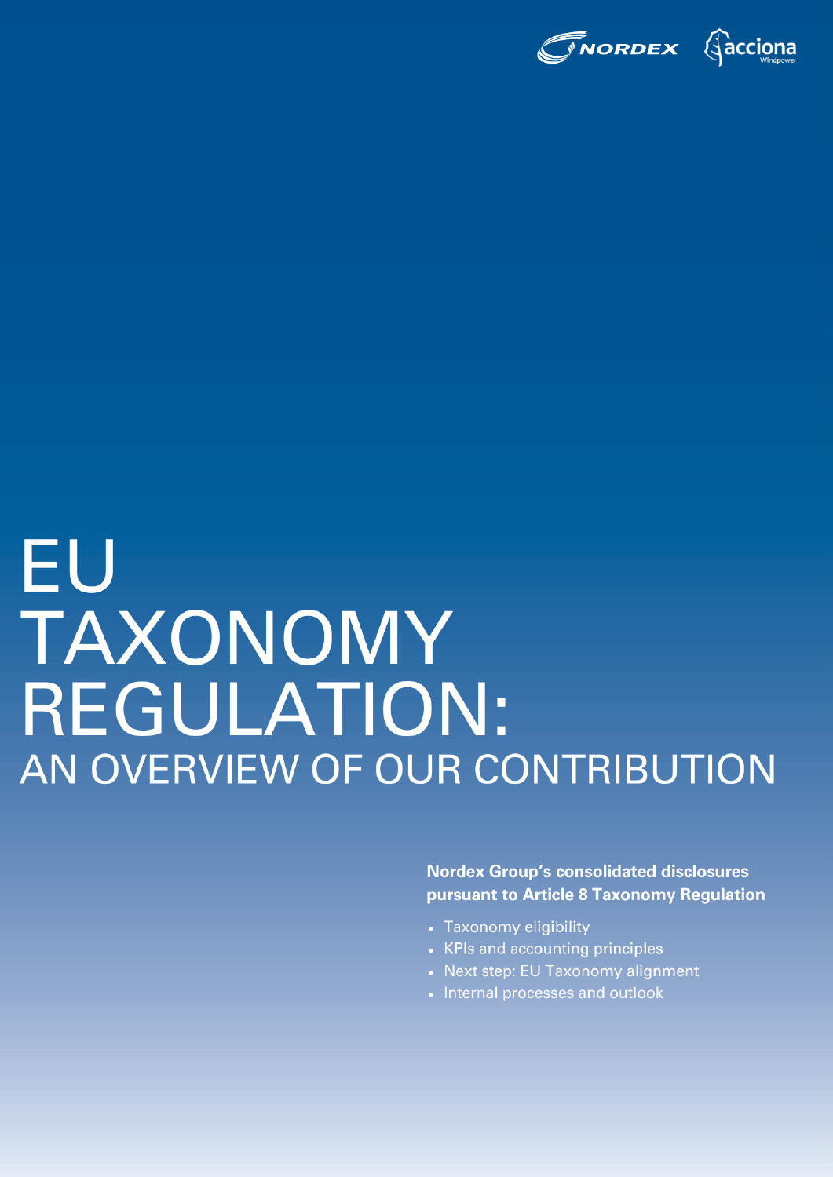# EU TAXONOMY REGULATION: AN OVERVIEW OF OUR CONTRIBUTION

**Nordex Group's consolidated disclosures pursuant to Article 8 Taxonomy Regulation**

- Taxonomy eligibility
- KPIs and accounting principles
- Next step: EU Taxonomy alignment
- Internal processes and outlook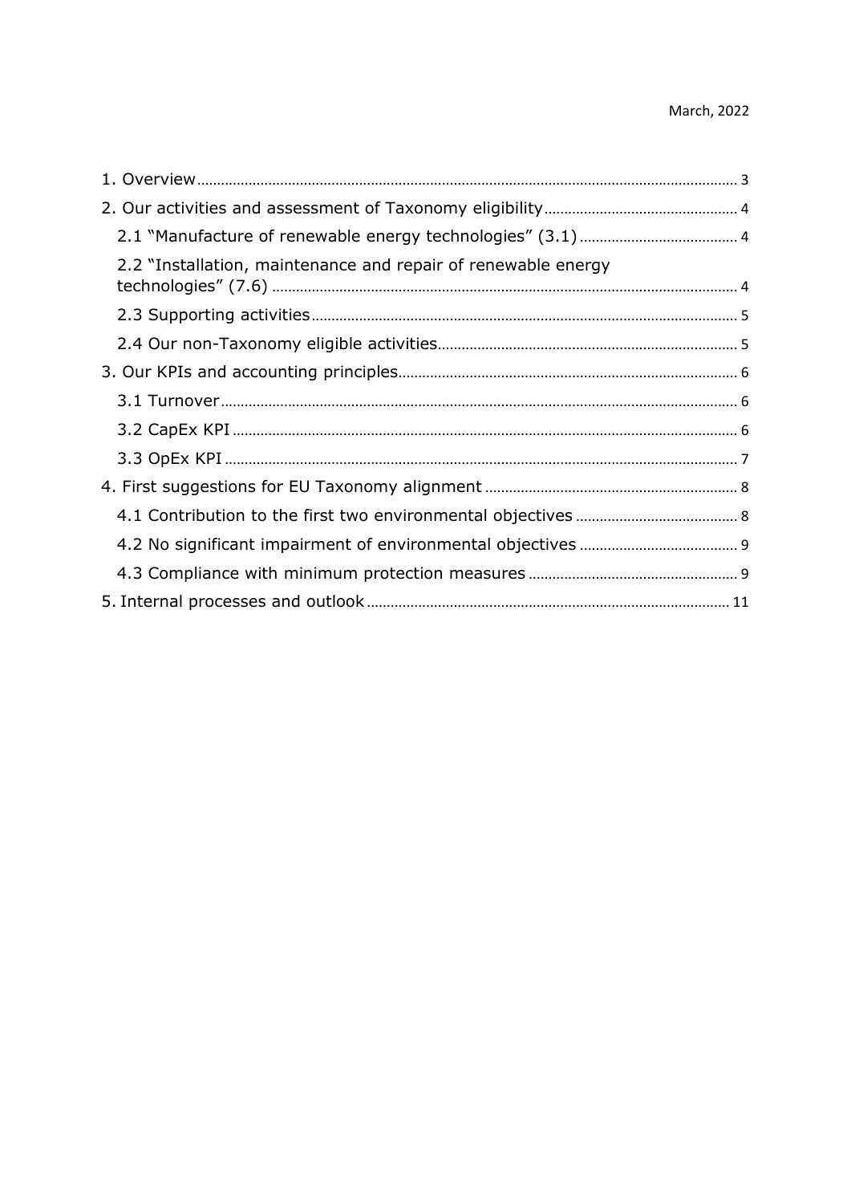March, 2022

1. Overview ........ 3
2. Our activities and assessment of Taxonomy eligibility ........ 4
   - 2.1 "Manufacture of renewable energy technologies" (3.1) ........ 4
   - 2.2 "Installation, maintenance and repair of renewable energy technologies" (7.6) ........ 4
   - 2.3 Supporting activities ........ 5
   - 2.4 Our non-Taxonomy eligible activities ........ 5
3. Our KPIs and accounting principles ........ 6
   - 3.1 Turnover ........ 6
   - 3.2 CapEx KPI ........ 6
   - 3.3 OpEx KPI ........ 7
4. First suggestions for EU Taxonomy alignment ........ 8
   - 4.1 Contribution to the first two environmental objectives ........ 8
   - 4.2 No significant impairment of environmental objectives ........ 9
   - 4.3 Compliance with minimum protection measures ........ 9
5. Internal processes and outlook ........ 11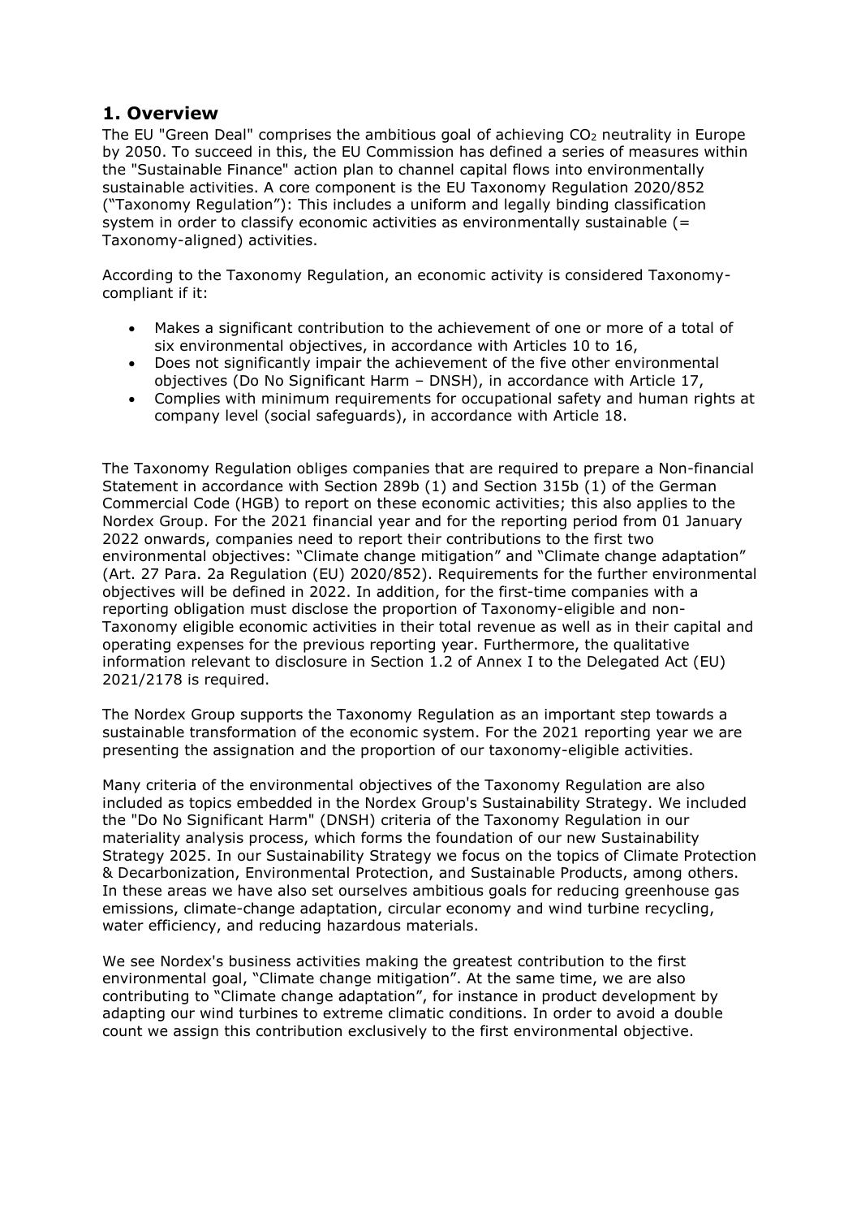# 1. Overview

The EU "Green Deal" comprises the ambitious goal of achieving $CO_2$ neutrality in Europe by 2050. To succeed in this, the EU Commission has defined a series of measures within the "Sustainable Finance" action plan to channel capital flows into environmentally sustainable activities. A core component is the EU Taxonomy Regulation 2020/852 ("Taxonomy Regulation"): This includes a uniform and legally binding classification system in order to classify economic activities as environmentally sustainable (= Taxonomy-aligned) activities.

According to the Taxonomy Regulation, an economic activity is considered Taxonomy-compliant if it:

- Makes a significant contribution to the achievement of one or more of a total of six environmental objectives, in accordance with Articles 10 to 16,
- Does not significantly impair the achievement of the five other environmental objectives (Do No Significant Harm – DNSH), in accordance with Article 17,
- Complies with minimum requirements for occupational safety and human rights at company level (social safeguards), in accordance with Article 18.

The Taxonomy Regulation obliges companies that are required to prepare a Non-financial Statement in accordance with Section 289b (1) and Section 315b (1) of the German Commercial Code (HGB) to report on these economic activities; this also applies to the Nordex Group. For the 2021 financial year and for the reporting period from 01 January 2022 onwards, companies need to report their contributions to the first two environmental objectives: "Climate change mitigation" and "Climate change adaptation" (Art. 27 Para. 2a Regulation (EU) 2020/852). Requirements for the further environmental objectives will be defined in 2022. In addition, for the first-time companies with a reporting obligation must disclose the proportion of Taxonomy-eligible and non-Taxonomy eligible economic activities in their total revenue as well as in their capital and operating expenses for the previous reporting year. Furthermore, the qualitative information relevant to disclosure in Section 1.2 of Annex I to the Delegated Act (EU) 2021/2178 is required.

The Nordex Group supports the Taxonomy Regulation as an important step towards a sustainable transformation of the economic system. For the 2021 reporting year we are presenting the assignation and the proportion of our taxonomy-eligible activities.

Many criteria of the environmental objectives of the Taxonomy Regulation are also included as topics embedded in the Nordex Group's Sustainability Strategy. We included the "Do No Significant Harm" (DNSH) criteria of the Taxonomy Regulation in our materiality analysis process, which forms the foundation of our new Sustainability Strategy 2025. In our Sustainability Strategy we focus on the topics of Climate Protection & Decarbonization, Environmental Protection, and Sustainable Products, among others. In these areas we have also set ourselves ambitious goals for reducing greenhouse gas emissions, climate-change adaptation, circular economy and wind turbine recycling, water efficiency, and reducing hazardous materials.

We see Nordex's business activities making the greatest contribution to the first environmental goal, "Climate change mitigation". At the same time, we are also contributing to "Climate change adaptation", for instance in product development by adapting our wind turbines to extreme climatic conditions. In order to avoid a double count we assign this contribution exclusively to the first environmental objective.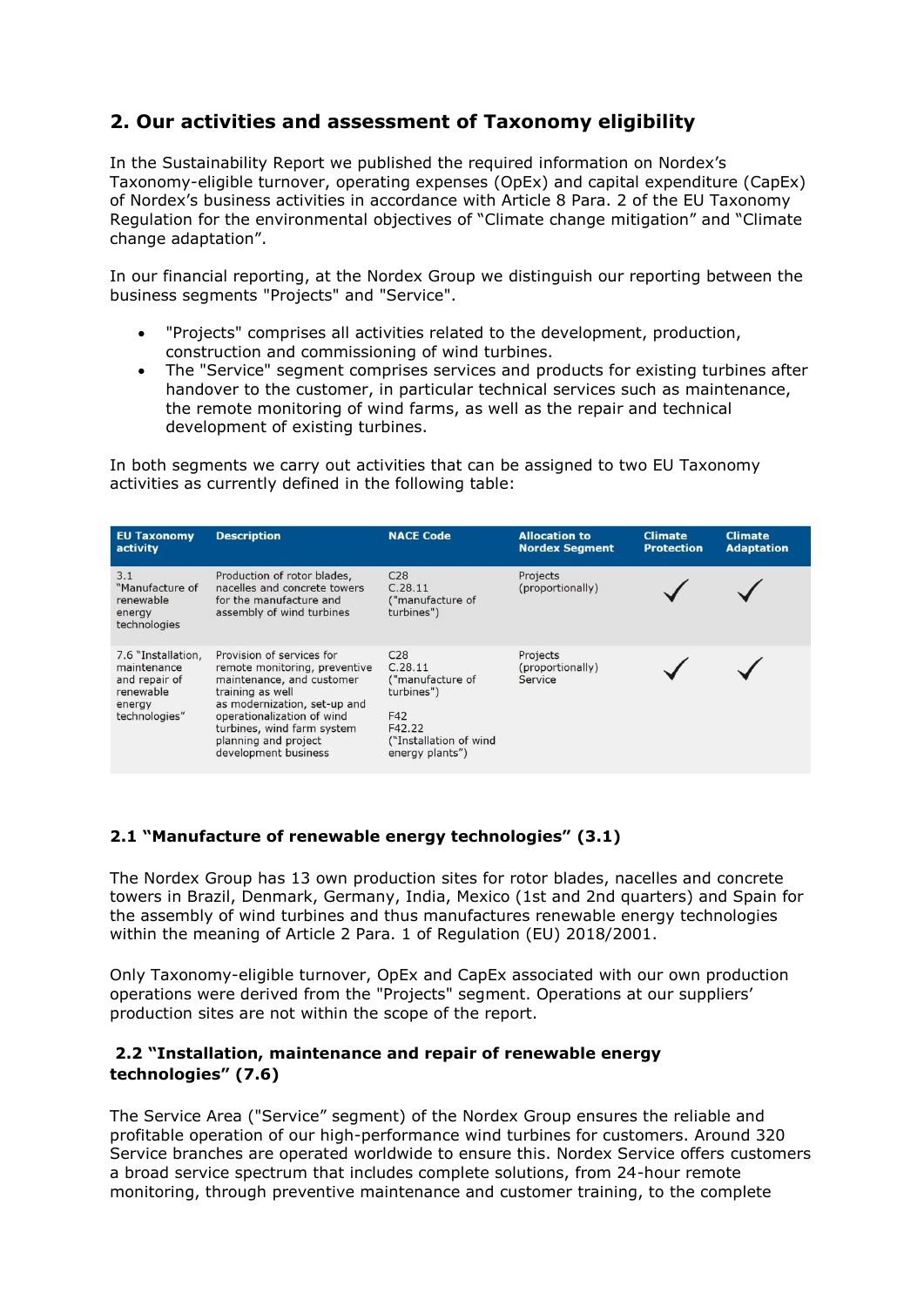## 2. Our activities and assessment of Taxonomy eligibility

In the Sustainability Report we published the required information on Nordex's Taxonomy-eligible turnover, operating expenses (OpEx) and capital expenditure (CapEx) of Nordex's business activities in accordance with Article 8 Para. 2 of the EU Taxonomy Regulation for the environmental objectives of "Climate change mitigation" and "Climate change adaptation".

In our financial reporting, at the Nordex Group we distinguish our reporting between the business segments "Projects" and "Service".

- "Projects" comprises all activities related to the development, production, construction and commissioning of wind turbines.
- The "Service" segment comprises services and products for existing turbines after handover to the customer, in particular technical services such as maintenance, the remote monitoring of wind farms, as well as the repair and technical development of existing turbines.

In both segments we carry out activities that can be assigned to two EU Taxonomy activities as currently defined in the following table:

| EU Taxonomy activity | Description | NACE Code | Allocation to Nordex Segment | Climate Protection | Climate Adaptation |
|---|---|---|---|---|---|
| 3.1 "Manufacture of renewable energy technologies | Production of rotor blades, nacelles and concrete towers for the manufacture and assembly of wind turbines | C28<br>C.28.11 ("manufacture of turbines") | Projects (proportionally) | ✓ | ✓ |
| 7.6 "Installation, maintenance and repair of renewable energy technologies" | Provision of services for remote monitoring, preventive maintenance, and customer training as well as modernization, set-up and operationalization of wind turbines, wind farm system planning and project development business | C28<br>C.28.11 ("manufacture of turbines")<br><br>F42<br>F42.22 ("Installation of wind energy plants") | Projects (proportionally)<br>Service | ✓ | ✓ |

### 2.1 "Manufacture of renewable energy technologies" (3.1)

The Nordex Group has 13 own production sites for rotor blades, nacelles and concrete towers in Brazil, Denmark, Germany, India, Mexico (1st and 2nd quarters) and Spain for the assembly of wind turbines and thus manufactures renewable energy technologies within the meaning of Article 2 Para. 1 of Regulation (EU) 2018/2001.

Only Taxonomy-eligible turnover, OpEx and CapEx associated with our own production operations were derived from the "Projects" segment. Operations at our suppliers' production sites are not within the scope of the report.

### 2.2 "Installation, maintenance and repair of renewable energy technologies" (7.6)

The Service Area ("Service" segment) of the Nordex Group ensures the reliable and profitable operation of our high-performance wind turbines for customers. Around 320 Service branches are operated worldwide to ensure this. Nordex Service offers customers a broad service spectrum that includes complete solutions, from 24-hour remote monitoring, through preventive maintenance and customer training, to the complete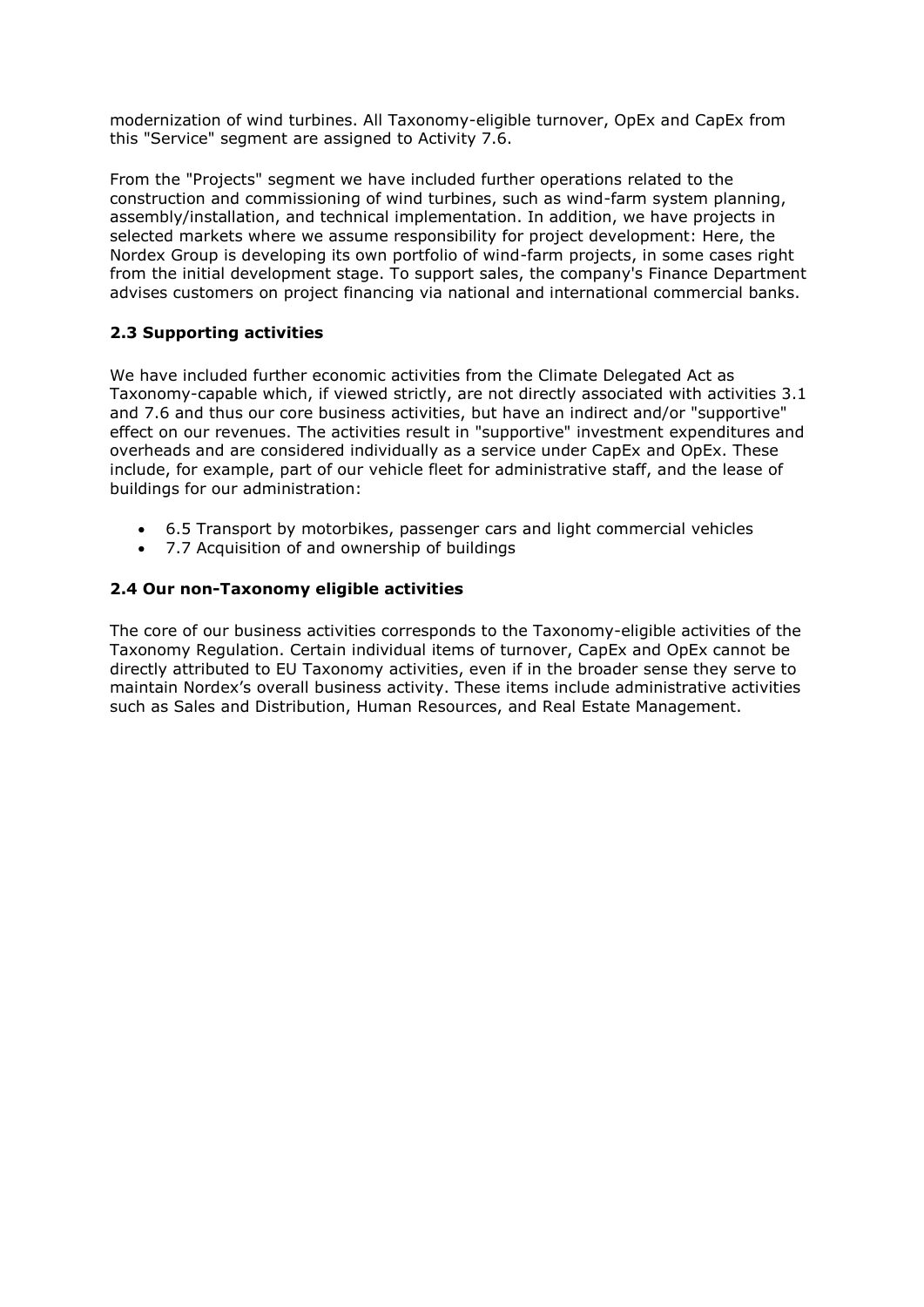modernization of wind turbines. All Taxonomy-eligible turnover, OpEx and CapEx from this "Service" segment are assigned to Activity 7.6.

From the "Projects" segment we have included further operations related to the construction and commissioning of wind turbines, such as wind-farm system planning, assembly/installation, and technical implementation. In addition, we have projects in selected markets where we assume responsibility for project development: Here, the Nordex Group is developing its own portfolio of wind-farm projects, in some cases right from the initial development stage. To support sales, the company's Finance Department advises customers on project financing via national and international commercial banks.

### 2.3 Supporting activities

We have included further economic activities from the Climate Delegated Act as Taxonomy-capable which, if viewed strictly, are not directly associated with activities 3.1 and 7.6 and thus our core business activities, but have an indirect and/or "supportive" effect on our revenues. The activities result in "supportive" investment expenditures and overheads and are considered individually as a service under CapEx and OpEx. These include, for example, part of our vehicle fleet for administrative staff, and the lease of buildings for our administration:

- 6.5 Transport by motorbikes, passenger cars and light commercial vehicles
- 7.7 Acquisition of and ownership of buildings

### 2.4 Our non-Taxonomy eligible activities

The core of our business activities corresponds to the Taxonomy-eligible activities of the Taxonomy Regulation. Certain individual items of turnover, CapEx and OpEx cannot be directly attributed to EU Taxonomy activities, even if in the broader sense they serve to maintain Nordex's overall business activity. These items include administrative activities such as Sales and Distribution, Human Resources, and Real Estate Management.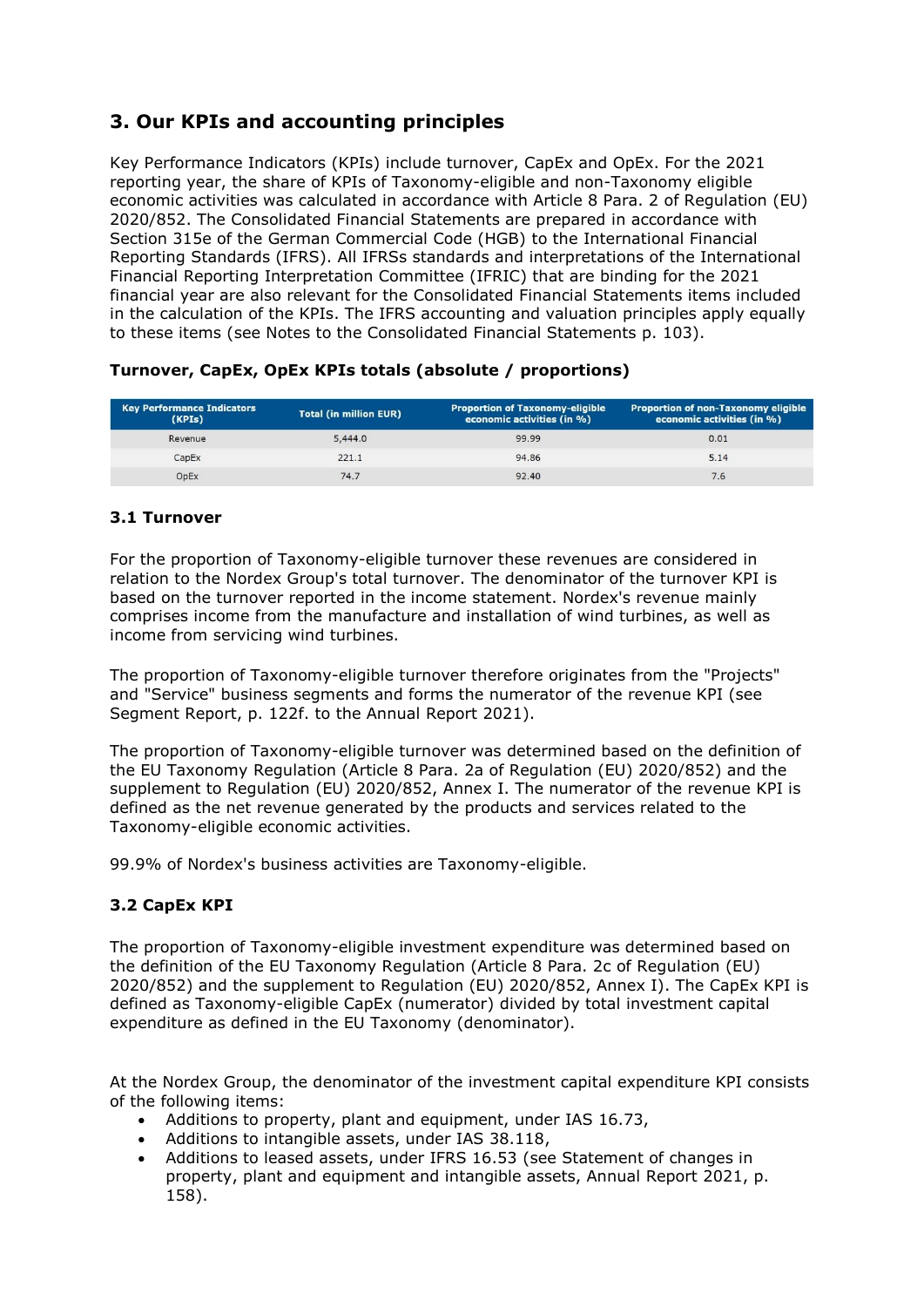## 3. Our KPIs and accounting principles

Key Performance Indicators (KPIs) include turnover, CapEx and OpEx. For the 2021 reporting year, the share of KPIs of Taxonomy-eligible and non-Taxonomy eligible economic activities was calculated in accordance with Article 8 Para. 2 of Regulation (EU) 2020/852. The Consolidated Financial Statements are prepared in accordance with Section 315e of the German Commercial Code (HGB) to the International Financial Reporting Standards (IFRS). All IFRSs standards and interpretations of the International Financial Reporting Interpretation Committee (IFRIC) that are binding for the 2021 financial year are also relevant for the Consolidated Financial Statements items included in the calculation of the KPIs. The IFRS accounting and valuation principles apply equally to these items (see Notes to the Consolidated Financial Statements p. 103).

**Turnover, CapEx, OpEx KPIs totals (absolute / proportions)**

| Key Performance Indicators (KPIs) | Total (in million EUR) | Proportion of Taxonomy-eligible economic activities (in %) | Proportion of non-Taxonomy eligible economic activities (in %) |
|---|---|---|---|
| Revenue | 5,444.0 | 99.99 | 0.01 |
| CapEx | 221.1 | 94.86 | 5.14 |
| OpEx | 74.7 | 92.40 | 7.6 |

### 3.1 Turnover

For the proportion of Taxonomy-eligible turnover these revenues are considered in relation to the Nordex Group's total turnover. The denominator of the turnover KPI is based on the turnover reported in the income statement. Nordex's revenue mainly comprises income from the manufacture and installation of wind turbines, as well as income from servicing wind turbines.

The proportion of Taxonomy-eligible turnover therefore originates from the "Projects" and "Service" business segments and forms the numerator of the revenue KPI (see Segment Report, p. 122f. to the Annual Report 2021).

The proportion of Taxonomy-eligible turnover was determined based on the definition of the EU Taxonomy Regulation (Article 8 Para. 2a of Regulation (EU) 2020/852) and the supplement to Regulation (EU) 2020/852, Annex I. The numerator of the revenue KPI is defined as the net revenue generated by the products and services related to the Taxonomy-eligible economic activities.

99.9% of Nordex's business activities are Taxonomy-eligible.

### 3.2 CapEx KPI

The proportion of Taxonomy-eligible investment expenditure was determined based on the definition of the EU Taxonomy Regulation (Article 8 Para. 2c of Regulation (EU) 2020/852) and the supplement to Regulation (EU) 2020/852, Annex I). The CapEx KPI is defined as Taxonomy-eligible CapEx (numerator) divided by total investment capital expenditure as defined in the EU Taxonomy (denominator).

At the Nordex Group, the denominator of the investment capital expenditure KPI consists of the following items:

- Additions to property, plant and equipment, under IAS 16.73,
- Additions to intangible assets, under IAS 38.118,
- Additions to leased assets, under IFRS 16.53 (see Statement of changes in property, plant and equipment and intangible assets, Annual Report 2021, p. 158).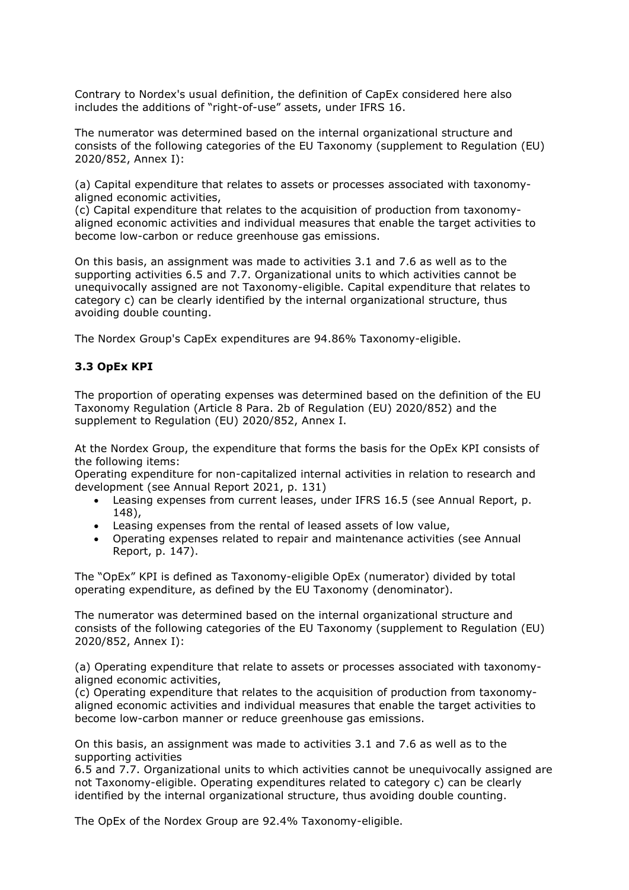Contrary to Nordex's usual definition, the definition of CapEx considered here also includes the additions of "right-of-use" assets, under IFRS 16.

The numerator was determined based on the internal organizational structure and consists of the following categories of the EU Taxonomy (supplement to Regulation (EU) 2020/852, Annex I):

(a) Capital expenditure that relates to assets or processes associated with taxonomy-aligned economic activities,
(c) Capital expenditure that relates to the acquisition of production from taxonomy-aligned economic activities and individual measures that enable the target activities to become low-carbon or reduce greenhouse gas emissions.

On this basis, an assignment was made to activities 3.1 and 7.6 as well as to the supporting activities 6.5 and 7.7. Organizational units to which activities cannot be unequivocally assigned are not Taxonomy-eligible. Capital expenditure that relates to category c) can be clearly identified by the internal organizational structure, thus avoiding double counting.

The Nordex Group's CapEx expenditures are 94.86% Taxonomy-eligible.

### 3.3 OpEx KPI

The proportion of operating expenses was determined based on the definition of the EU Taxonomy Regulation (Article 8 Para. 2b of Regulation (EU) 2020/852) and the supplement to Regulation (EU) 2020/852, Annex I.

At the Nordex Group, the expenditure that forms the basis for the OpEx KPI consists of the following items:
Operating expenditure for non-capitalized internal activities in relation to research and development (see Annual Report 2021, p. 131)

- Leasing expenses from current leases, under IFRS 16.5 (see Annual Report, p. 148),
- Leasing expenses from the rental of leased assets of low value,
- Operating expenses related to repair and maintenance activities (see Annual Report, p. 147).

The "OpEx" KPI is defined as Taxonomy-eligible OpEx (numerator) divided by total operating expenditure, as defined by the EU Taxonomy (denominator).

The numerator was determined based on the internal organizational structure and consists of the following categories of the EU Taxonomy (supplement to Regulation (EU) 2020/852, Annex I):

(a) Operating expenditure that relate to assets or processes associated with taxonomy-aligned economic activities,
(c) Operating expenditure that relates to the acquisition of production from taxonomy-aligned economic activities and individual measures that enable the target activities to become low-carbon manner or reduce greenhouse gas emissions.

On this basis, an assignment was made to activities 3.1 and 7.6 as well as to the supporting activities
6.5 and 7.7. Organizational units to which activities cannot be unequivocally assigned are not Taxonomy-eligible. Operating expenditures related to category c) can be clearly identified by the internal organizational structure, thus avoiding double counting.

The OpEx of the Nordex Group are 92.4% Taxonomy-eligible.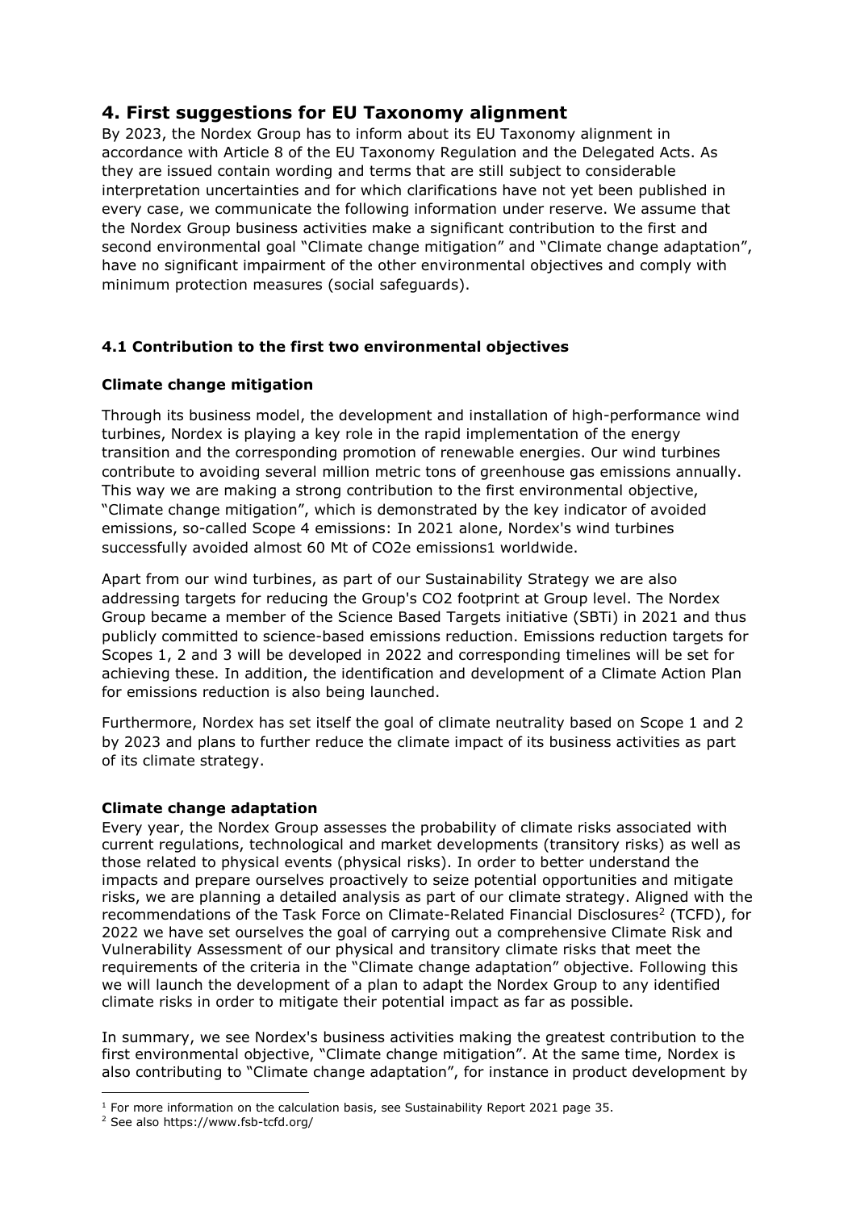## 4. First suggestions for EU Taxonomy alignment

By 2023, the Nordex Group has to inform about its EU Taxonomy alignment in accordance with Article 8 of the EU Taxonomy Regulation and the Delegated Acts. As they are issued contain wording and terms that are still subject to considerable interpretation uncertainties and for which clarifications have not yet been published in every case, we communicate the following information under reserve. We assume that the Nordex Group business activities make a significant contribution to the first and second environmental goal "Climate change mitigation" and "Climate change adaptation", have no significant impairment of the other environmental objectives and comply with minimum protection measures (social safeguards).

### 4.1 Contribution to the first two environmental objectives

**Climate change mitigation**

Through its business model, the development and installation of high-performance wind turbines, Nordex is playing a key role in the rapid implementation of the energy transition and the corresponding promotion of renewable energies. Our wind turbines contribute to avoiding several million metric tons of greenhouse gas emissions annually. This way we are making a strong contribution to the first environmental objective, "Climate change mitigation", which is demonstrated by the key indicator of avoided emissions, so-called Scope 4 emissions: In 2021 alone, Nordex's wind turbines successfully avoided almost 60 Mt of CO2e emissions[1] worldwide.

Apart from our wind turbines, as part of our Sustainability Strategy we are also addressing targets for reducing the Group's CO2 footprint at Group level. The Nordex Group became a member of the Science Based Targets initiative (SBTi) in 2021 and thus publicly committed to science-based emissions reduction. Emissions reduction targets for Scopes 1, 2 and 3 will be developed in 2022 and corresponding timelines will be set for achieving these. In addition, the identification and development of a Climate Action Plan for emissions reduction is also being launched.

Furthermore, Nordex has set itself the goal of climate neutrality based on Scope 1 and 2 by 2023 and plans to further reduce the climate impact of its business activities as part of its climate strategy.

**Climate change adaptation**

Every year, the Nordex Group assesses the probability of climate risks associated with current regulations, technological and market developments (transitory risks) as well as those related to physical events (physical risks). In order to better understand the impacts and prepare ourselves proactively to seize potential opportunities and mitigate risks, we are planning a detailed analysis as part of our climate strategy. Aligned with the recommendations of the Task Force on Climate-Related Financial Disclosures[2] (TCFD), for 2022 we have set ourselves the goal of carrying out a comprehensive Climate Risk and Vulnerability Assessment of our physical and transitory climate risks that meet the requirements of the criteria in the "Climate change adaptation" objective. Following this we will launch the development of a plan to adapt the Nordex Group to any identified climate risks in order to mitigate their potential impact as far as possible.

In summary, we see Nordex's business activities making the greatest contribution to the first environmental objective, "Climate change mitigation". At the same time, Nordex is also contributing to "Climate change adaptation", for instance in product development by

[1] For more information on the calculation basis, see Sustainability Report 2021 page 35.

[2] See also https://www.fsb-tcfd.org/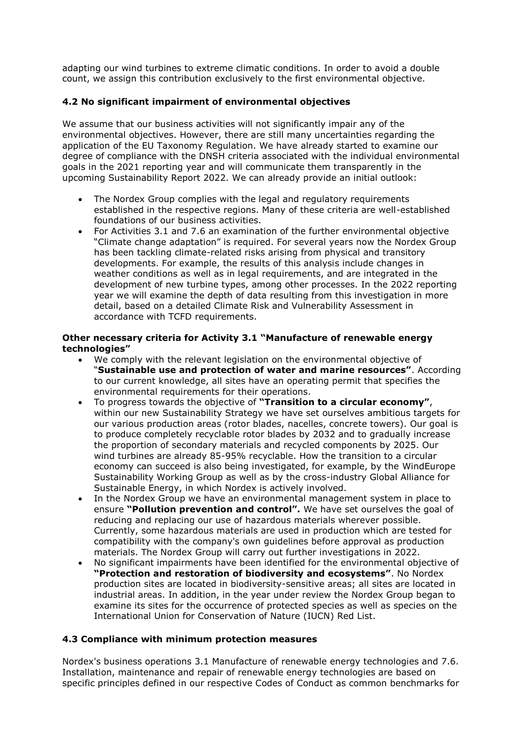adapting our wind turbines to extreme climatic conditions. In order to avoid a double count, we assign this contribution exclusively to the first environmental objective.

### 4.2 No significant impairment of environmental objectives

We assume that our business activities will not significantly impair any of the environmental objectives. However, there are still many uncertainties regarding the application of the EU Taxonomy Regulation. We have already started to examine our degree of compliance with the DNSH criteria associated with the individual environmental goals in the 2021 reporting year and will communicate them transparently in the upcoming Sustainability Report 2022. We can already provide an initial outlook:

- The Nordex Group complies with the legal and regulatory requirements established in the respective regions. Many of these criteria are well-established foundations of our business activities.
- For Activities 3.1 and 7.6 an examination of the further environmental objective "Climate change adaptation" is required. For several years now the Nordex Group has been tackling climate-related risks arising from physical and transitory developments. For example, the results of this analysis include changes in weather conditions as well as in legal requirements, and are integrated in the development of new turbine types, among other processes. In the 2022 reporting year we will examine the depth of data resulting from this investigation in more detail, based on a detailed Climate Risk and Vulnerability Assessment in accordance with TCFD requirements.

**Other necessary criteria for Activity 3.1 "Manufacture of renewable energy technologies"**

- We comply with the relevant legislation on the environmental objective of "**Sustainable use and protection of water and marine resources"**. According to our current knowledge, all sites have an operating permit that specifies the environmental requirements for their operations.
- To progress towards the objective of **"Transition to a circular economy"**, within our new Sustainability Strategy we have set ourselves ambitious targets for our various production areas (rotor blades, nacelles, concrete towers). Our goal is to produce completely recyclable rotor blades by 2032 and to gradually increase the proportion of secondary materials and recycled components by 2025. Our wind turbines are already 85-95% recyclable. How the transition to a circular economy can succeed is also being investigated, for example, by the WindEurope Sustainability Working Group as well as by the cross-industry Global Alliance for Sustainable Energy, in which Nordex is actively involved.
- In the Nordex Group we have an environmental management system in place to ensure **"Pollution prevention and control".** We have set ourselves the goal of reducing and replacing our use of hazardous materials wherever possible. Currently, some hazardous materials are used in production which are tested for compatibility with the company's own guidelines before approval as production materials. The Nordex Group will carry out further investigations in 2022.
- No significant impairments have been identified for the environmental objective of **"Protection and restoration of biodiversity and ecosystems"**. No Nordex production sites are located in biodiversity-sensitive areas; all sites are located in industrial areas. In addition, in the year under review the Nordex Group began to examine its sites for the occurrence of protected species as well as species on the International Union for Conservation of Nature (IUCN) Red List.

### 4.3 Compliance with minimum protection measures

Nordex's business operations 3.1 Manufacture of renewable energy technologies and 7.6. Installation, maintenance and repair of renewable energy technologies are based on specific principles defined in our respective Codes of Conduct as common benchmarks for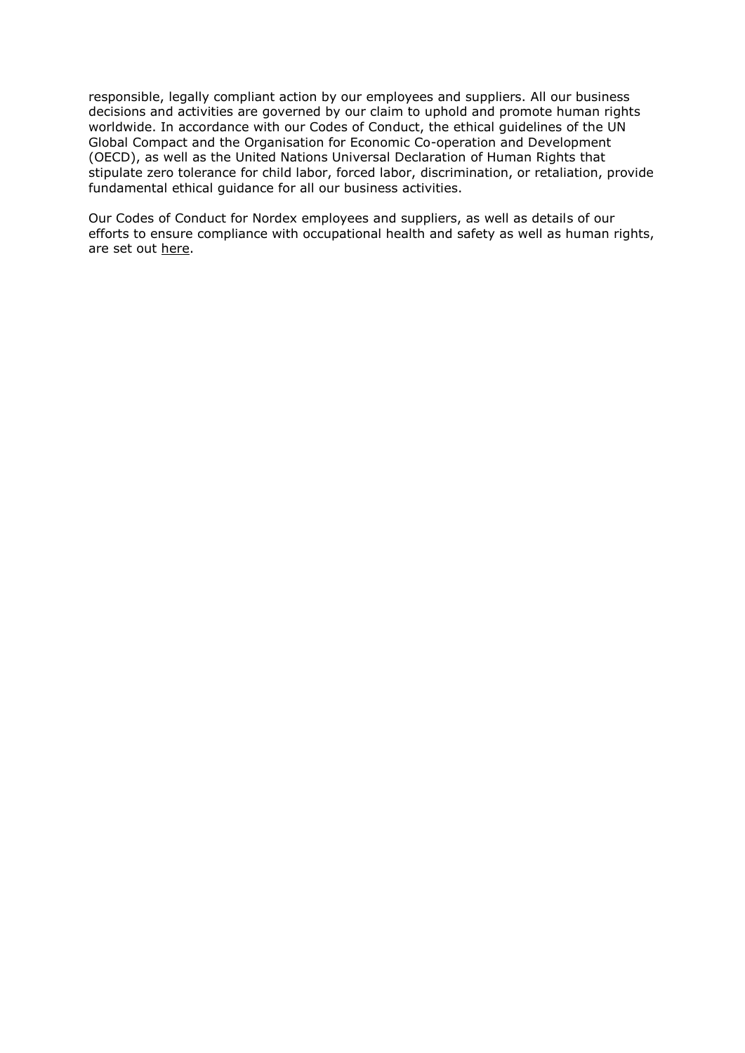responsible, legally compliant action by our employees and suppliers. All our business decisions and activities are governed by our claim to uphold and promote human rights worldwide. In accordance with our Codes of Conduct, the ethical guidelines of the UN Global Compact and the Organisation for Economic Co-operation and Development (OECD), as well as the United Nations Universal Declaration of Human Rights that stipulate zero tolerance for child labor, forced labor, discrimination, or retaliation, provide fundamental ethical guidance for all our business activities.

Our Codes of Conduct for Nordex employees and suppliers, as well as details of our efforts to ensure compliance with occupational health and safety as well as human rights, are set out here.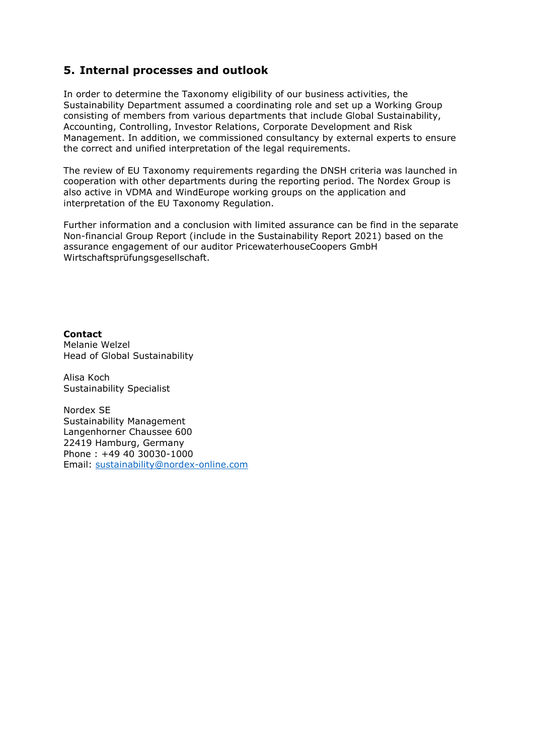## 5. Internal processes and outlook

In order to determine the Taxonomy eligibility of our business activities, the Sustainability Department assumed a coordinating role and set up a Working Group consisting of members from various departments that include Global Sustainability, Accounting, Controlling, Investor Relations, Corporate Development and Risk Management. In addition, we commissioned consultancy by external experts to ensure the correct and unified interpretation of the legal requirements.

The review of EU Taxonomy requirements regarding the DNSH criteria was launched in cooperation with other departments during the reporting period. The Nordex Group is also active in VDMA and WindEurope working groups on the application and interpretation of the EU Taxonomy Regulation.

Further information and a conclusion with limited assurance can be find in the separate Non-financial Group Report (include in the Sustainability Report 2021) based on the assurance engagement of our auditor PricewaterhouseCoopers GmbH Wirtschaftsprüfungsgesellschaft.

**Contact**
Melanie Welzel
Head of Global Sustainability

Alisa Koch
Sustainability Specialist

Nordex SE
Sustainability Management
Langenhorner Chaussee 600
22419 Hamburg, Germany
Phone : +49 40 30030-1000
Email: sustainability@nordex-online.com